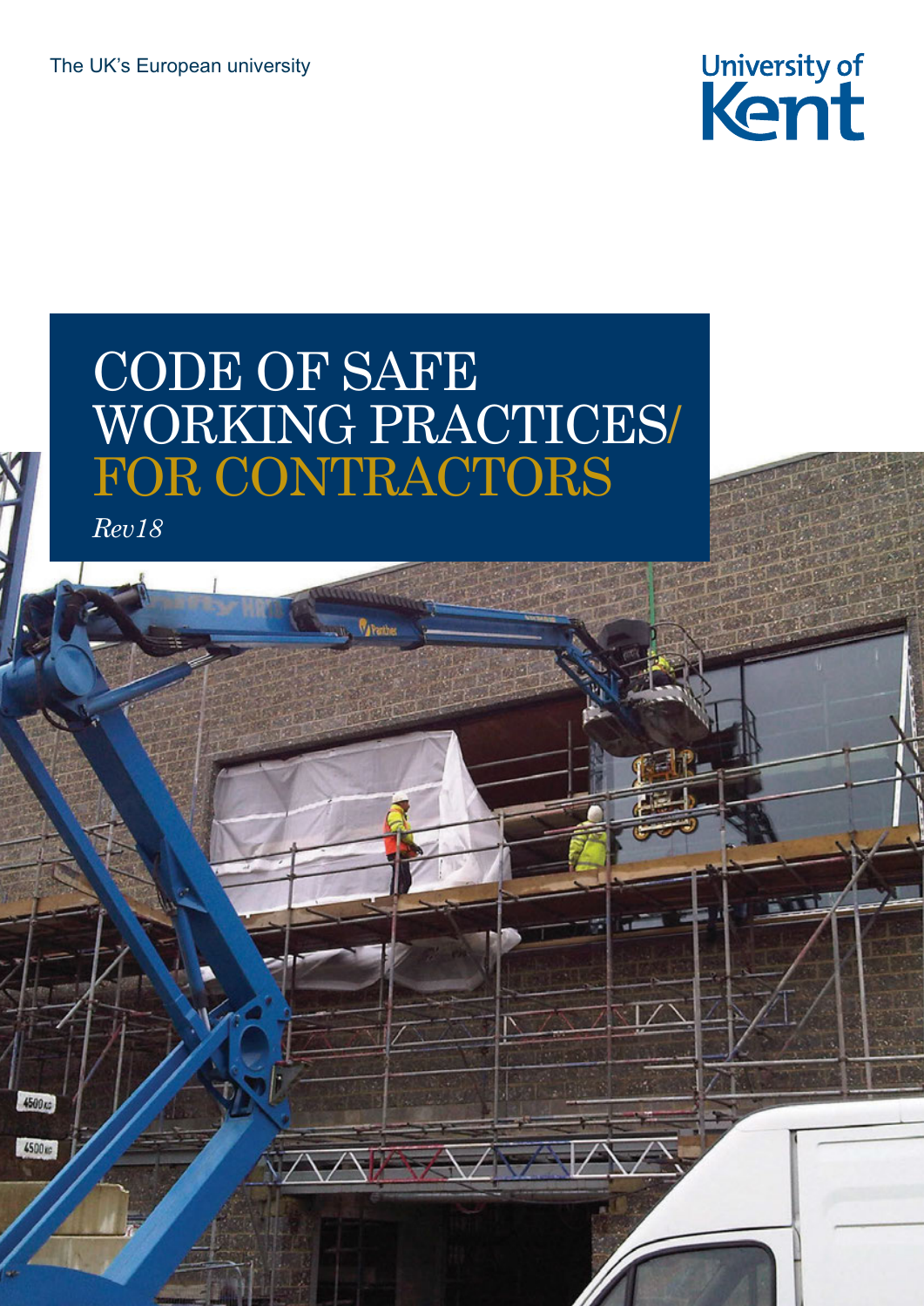The UK's European university

University of Kent

# CODE OF SAFE WORKING PRACTICES/ FOR CONTRACTORS

*Rev18*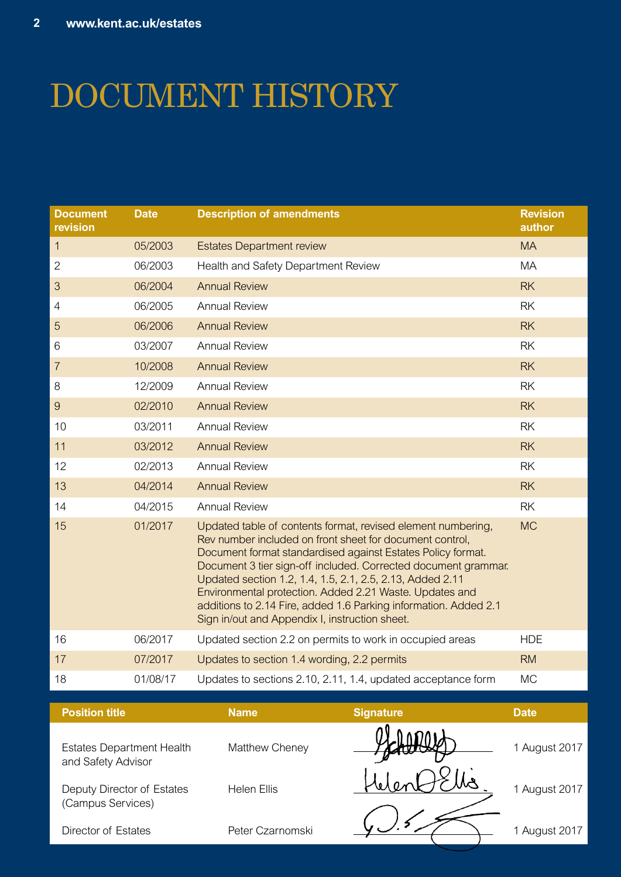# DOCUMENT HISTORY

| Document revision | Date | Description of amendments | Revision author |
|---|---|---|---|
| 1 | 05/2003 | Estates Department review | MA |
| 2 | 06/2003 | Health and Safety Department Review | MA |
| 3 | 06/2004 | Annual Review | RK |
| 4 | 06/2005 | Annual Review | RK |
| 5 | 06/2006 | Annual Review | RK |
| 6 | 03/2007 | Annual Review | RK |
| 7 | 10/2008 | Annual Review | RK |
| 8 | 12/2009 | Annual Review | RK |
| 9 | 02/2010 | Annual Review | RK |
| 10 | 03/2011 | Annual Review | RK |
| 11 | 03/2012 | Annual Review | RK |
| 12 | 02/2013 | Annual Review | RK |
| 13 | 04/2014 | Annual Review | RK |
| 14 | 04/2015 | Annual Review | RK |
| 15 | 01/2017 | Updated table of contents format, revised element numbering, Rev number included on front sheet for document control, Document format standardised against Estates Policy format. Document 3 tier sign-off included. Corrected document grammar. Updated section 1.2, 1.4, 1.5, 2.1, 2.5, 2.13, Added 2.11 Environmental protection. Added 2.21 Waste. Updates and additions to 2.14 Fire, added 1.6 Parking information. Added 2.1 Sign in/out and Appendix I, instruction sheet. | MC |
| 16 | 06/2017 | Updated section 2.2 on permits to work in occupied areas | HDE |
| 17 | 07/2017 | Updates to section 1.4 wording, 2.2 permits | RM |
| 18 | 01/08/17 | Updates to sections 2.10, 2.11, 1.4, updated acceptance form | MC |

| Position title | Name | Signature | Date |
|---|---|---|---|
| Estates Department Health and Safety Advisor | Matthew Cheney | | 1 August 2017 |
| Deputy Director of Estates (Campus Services) | Helen Ellis | Helen D Ellis | 1 August 2017 |
| Director of Estates | Peter Czarnomski | | 1 August 2017 |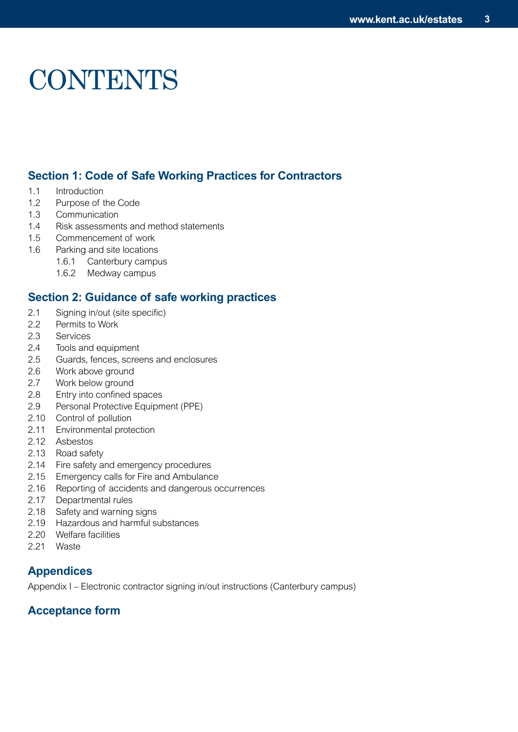# CONTENTS

## Section 1: Code of Safe Working Practices for Contractors

1.1 Introduction
1.2 Purpose of the Code
1.3 Communication
1.4 Risk assessments and method statements
1.5 Commencement of work
1.6 Parking and site locations
  1.6.1 Canterbury campus
  1.6.2 Medway campus

## Section 2: Guidance of safe working practices

2.1 Signing in/out (site specific)
2.2 Permits to Work
2.3 Services
2.4 Tools and equipment
2.5 Guards, fences, screens and enclosures
2.6 Work above ground
2.7 Work below ground
2.8 Entry into confined spaces
2.9 Personal Protective Equipment (PPE)
2.10 Control of pollution
2.11 Environmental protection
2.12 Asbestos
2.13 Road safety
2.14 Fire safety and emergency procedures
2.15 Emergency calls for Fire and Ambulance
2.16 Reporting of accidents and dangerous occurrences
2.17 Departmental rules
2.18 Safety and warning signs
2.19 Hazardous and harmful substances
2.20 Welfare facilities
2.21 Waste

## Appendices

Appendix I – Electronic contractor signing in/out instructions (Canterbury campus)

## Acceptance form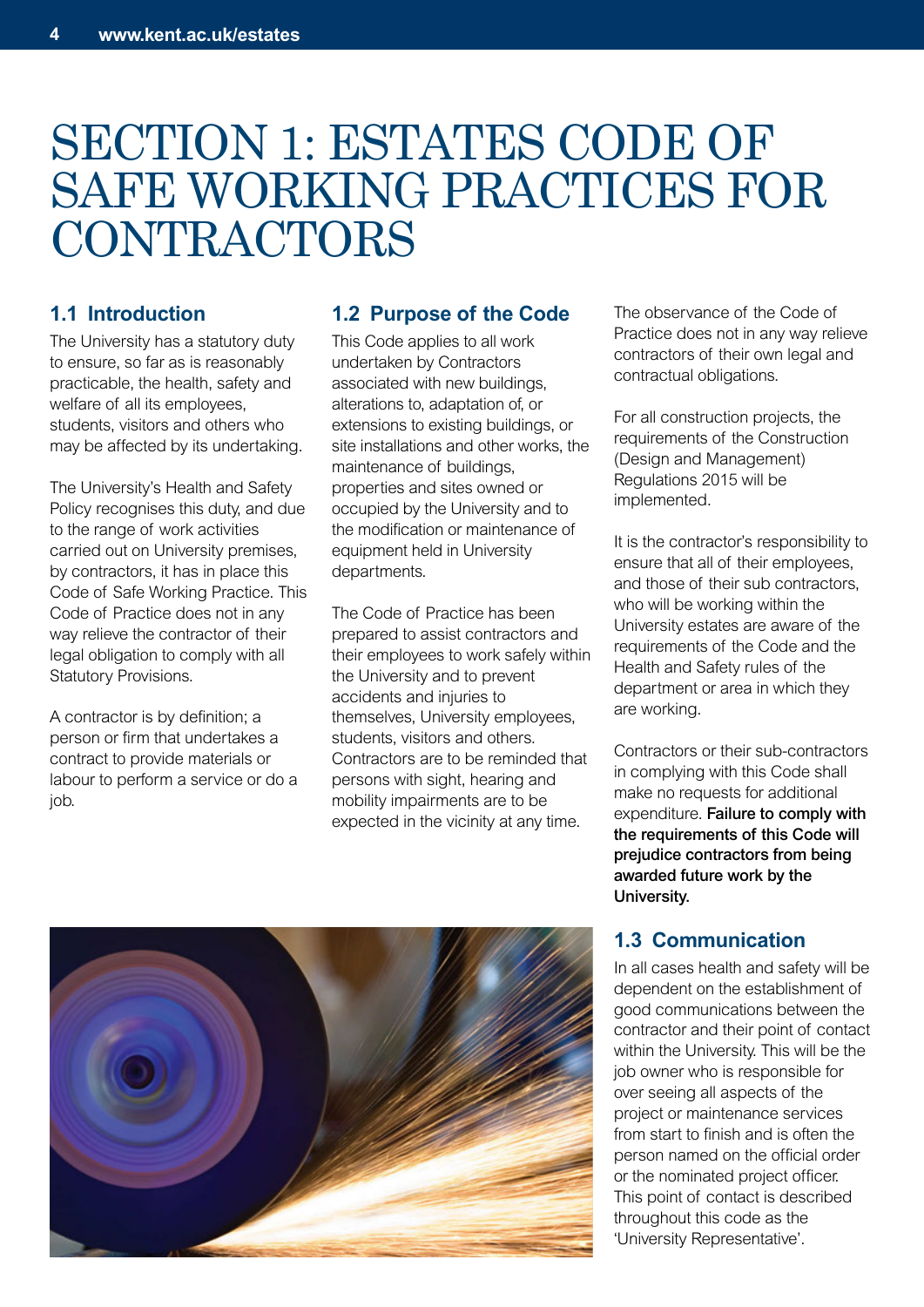# SECTION 1: ESTATES CODE OF SAFE WORKING PRACTICES FOR CONTRACTORS

## 1.1 Introduction

The University has a statutory duty to ensure, so far as is reasonably practicable, the health, safety and welfare of all its employees, students, visitors and others who may be affected by its undertaking.

The University's Health and Safety Policy recognises this duty, and due to the range of work activities carried out on University premises, by contractors, it has in place this Code of Safe Working Practice. This Code of Practice does not in any way relieve the contractor of their legal obligation to comply with all Statutory Provisions.

A contractor is by definition; a person or firm that undertakes a contract to provide materials or labour to perform a service or do a job.

## 1.2 Purpose of the Code

This Code applies to all work undertaken by Contractors associated with new buildings, alterations to, adaptation of, or extensions to existing buildings, or site installations and other works, the maintenance of buildings, properties and sites owned or occupied by the University and to the modification or maintenance of equipment held in University departments.

The Code of Practice has been prepared to assist contractors and their employees to work safely within the University and to prevent accidents and injuries to themselves, University employees, students, visitors and others. Contractors are to be reminded that persons with sight, hearing and mobility impairments are to be expected in the vicinity at any time.

The observance of the Code of Practice does not in any way relieve contractors of their own legal and contractual obligations.

For all construction projects, the requirements of the Construction (Design and Management) Regulations 2015 will be implemented.

It is the contractor's responsibility to ensure that all of their employees, and those of their sub contractors, who will be working within the University estates are aware of the requirements of the Code and the Health and Safety rules of the department or area in which they are working.

Contractors or their sub-contractors in complying with this Code shall make no requests for additional expenditure. **Failure to comply with the requirements of this Code will prejudice contractors from being awarded future work by the University.**

## 1.3 Communication

In all cases health and safety will be dependent on the establishment of good communications between the contractor and their point of contact within the University. This will be the job owner who is responsible for over seeing all aspects of the project or maintenance services from start to finish and is often the person named on the official order or the nominated project officer. This point of contact is described throughout this code as the 'University Representative'.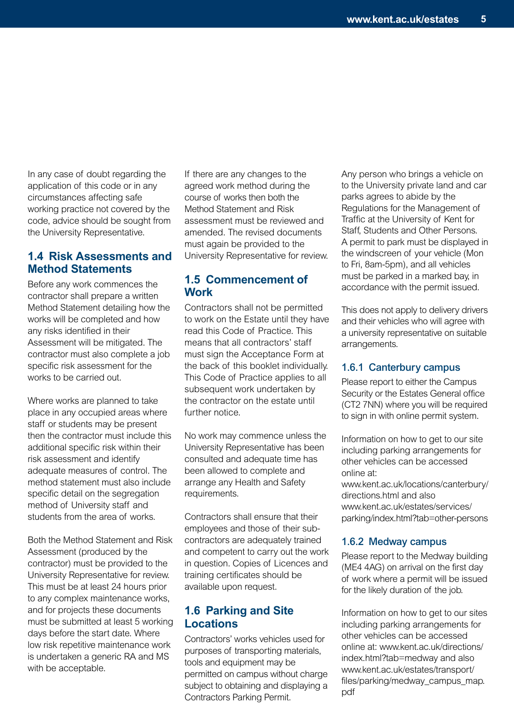In any case of doubt regarding the application of this code or in any circumstances affecting safe working practice not covered by the code, advice should be sought from the University Representative.

## 1.4 Risk Assessments and Method Statements

Before any work commences the contractor shall prepare a written Method Statement detailing how the works will be completed and how any risks identified in their Assessment will be mitigated. The contractor must also complete a job specific risk assessment for the works to be carried out.

Where works are planned to take place in any occupied areas where staff or students may be present then the contractor must include this additional specific risk within their risk assessment and identify adequate measures of control. The method statement must also include specific detail on the segregation method of University staff and students from the area of works.

Both the Method Statement and Risk Assessment (produced by the contractor) must be provided to the University Representative for review. This must be at least 24 hours prior to any complex maintenance works, and for projects these documents must be submitted at least 5 working days before the start date. Where low risk repetitive maintenance work is undertaken a generic RA and MS with be acceptable.

If there are any changes to the agreed work method during the course of works then both the Method Statement and Risk assessment must be reviewed and amended. The revised documents must again be provided to the University Representative for review.

## 1.5 Commencement of Work

Contractors shall not be permitted to work on the Estate until they have read this Code of Practice. This means that all contractors' staff must sign the Acceptance Form at the back of this booklet individually. This Code of Practice applies to all subsequent work undertaken by the contractor on the estate until further notice.

No work may commence unless the University Representative has been consulted and adequate time has been allowed to complete and arrange any Health and Safety requirements.

Contractors shall ensure that their employees and those of their sub-contractors are adequately trained and competent to carry out the work in question. Copies of Licences and training certificates should be available upon request.

## 1.6 Parking and Site Locations

Contractors' works vehicles used for purposes of transporting materials, tools and equipment may be permitted on campus without charge subject to obtaining and displaying a Contractors Parking Permit.

Any person who brings a vehicle on to the University private land and car parks agrees to abide by the Regulations for the Management of Traffic at the University of Kent for Staff, Students and Other Persons. A permit to park must be displayed in the windscreen of your vehicle (Mon to Fri, 8am-5pm), and all vehicles must be parked in a marked bay, in accordance with the permit issued.

This does not apply to delivery drivers and their vehicles who will agree with a university representative on suitable arrangements.

### 1.6.1 Canterbury campus

Please report to either the Campus Security or the Estates General office (CT2 7NN) where you will be required to sign in with online permit system.

Information on how to get to our site including parking arrangements for other vehicles can be accessed online at: www.kent.ac.uk/locations/canterbury/directions.html and also www.kent.ac.uk/estates/services/parking/index.html?tab=other-persons

### 1.6.2 Medway campus

Please report to the Medway building (ME4 4AG) on arrival on the first day of work where a permit will be issued for the likely duration of the job.

Information on how to get to our sites including parking arrangements for other vehicles can be accessed online at: www.kent.ac.uk/directions/index.html?tab=medway and also www.kent.ac.uk/estates/transport/files/parking/medway_campus_map.pdf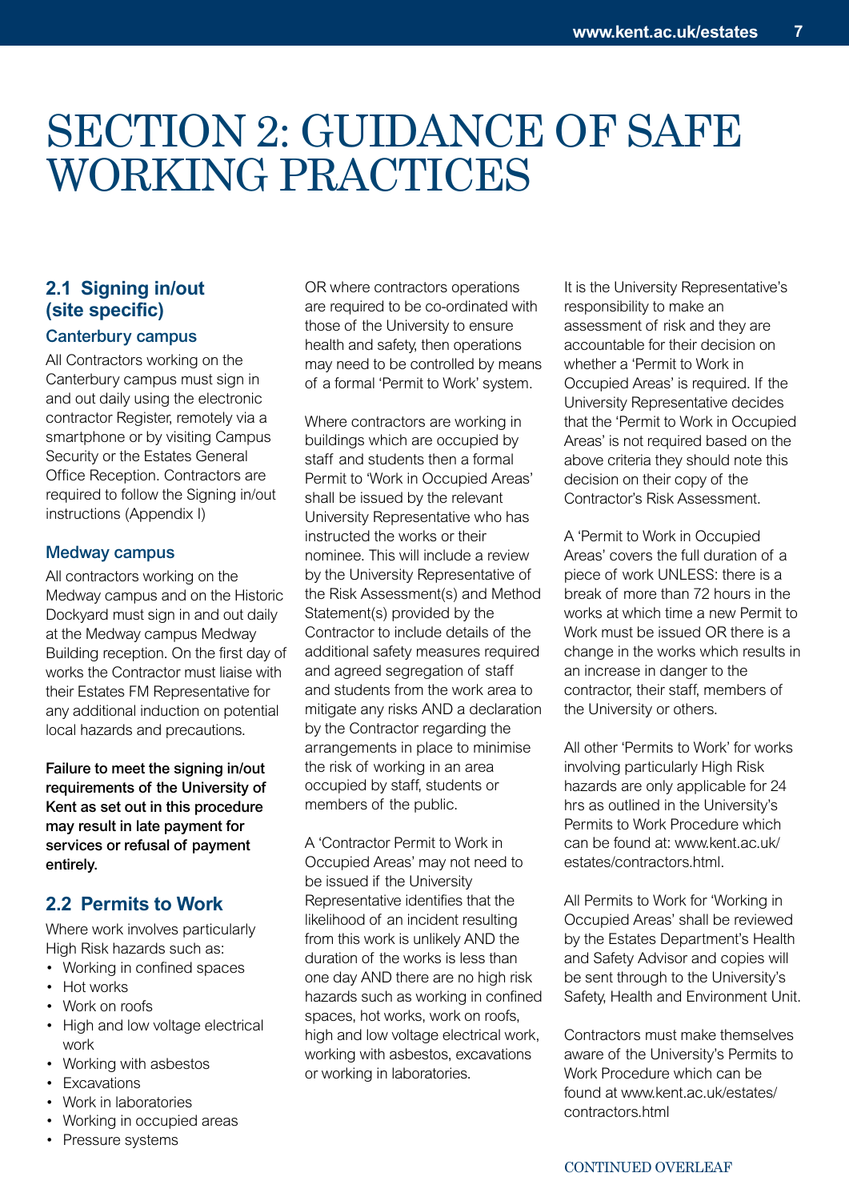# SECTION 2: GUIDANCE OF SAFE WORKING PRACTICES

## 2.1 Signing in/out (site specific)

### Canterbury campus

All Contractors working on the Canterbury campus must sign in and out daily using the electronic contractor Register, remotely via a smartphone or by visiting Campus Security or the Estates General Office Reception. Contractors are required to follow the Signing in/out instructions (Appendix I)

### Medway campus

All contractors working on the Medway campus and on the Historic Dockyard must sign in and out daily at the Medway campus Medway Building reception. On the first day of works the Contractor must liaise with their Estates FM Representative for any additional induction on potential local hazards and precautions.

**Failure to meet the signing in/out requirements of the University of Kent as set out in this procedure may result in late payment for services or refusal of payment entirely.**

## 2.2 Permits to Work

Where work involves particularly High Risk hazards such as:

- Working in confined spaces
- Hot works
- Work on roofs
- High and low voltage electrical work
- Working with asbestos
- Excavations
- Work in laboratories
- Working in occupied areas
- Pressure systems

OR where contractors operations are required to be co-ordinated with those of the University to ensure health and safety, then operations may need to be controlled by means of a formal 'Permit to Work' system.

Where contractors are working in buildings which are occupied by staff and students then a formal Permit to 'Work in Occupied Areas' shall be issued by the relevant University Representative who has instructed the works or their nominee. This will include a review by the University Representative of the Risk Assessment(s) and Method Statement(s) provided by the Contractor to include details of the additional safety measures required and agreed segregation of staff and students from the work area to mitigate any risks AND a declaration by the Contractor regarding the arrangements in place to minimise the risk of working in an area occupied by staff, students or members of the public.

A 'Contractor Permit to Work in Occupied Areas' may not need to be issued if the University Representative identifies that the likelihood of an incident resulting from this work is unlikely AND the duration of the works is less than one day AND there are no high risk hazards such as working in confined spaces, hot works, work on roofs, high and low voltage electrical work, working with asbestos, excavations or working in laboratories.

It is the University Representative's responsibility to make an assessment of risk and they are accountable for their decision on whether a 'Permit to Work in Occupied Areas' is required. If the University Representative decides that the 'Permit to Work in Occupied Areas' is not required based on the above criteria they should note this decision on their copy of the Contractor's Risk Assessment.

A 'Permit to Work in Occupied Areas' covers the full duration of a piece of work UNLESS: there is a break of more than 72 hours in the works at which time a new Permit to Work must be issued OR there is a change in the works which results in an increase in danger to the contractor, their staff, members of the University or others.

All other 'Permits to Work' for works involving particularly High Risk hazards are only applicable for 24 hrs as outlined in the University's Permits to Work Procedure which can be found at: www.kent.ac.uk/estates/contractors.html.

All Permits to Work for 'Working in Occupied Areas' shall be reviewed by the Estates Department's Health and Safety Advisor and copies will be sent through to the University's Safety, Health and Environment Unit.

Contractors must make themselves aware of the University's Permits to Work Procedure which can be found at www.kent.ac.uk/estates/contractors.html

CONTINUED OVERLEAF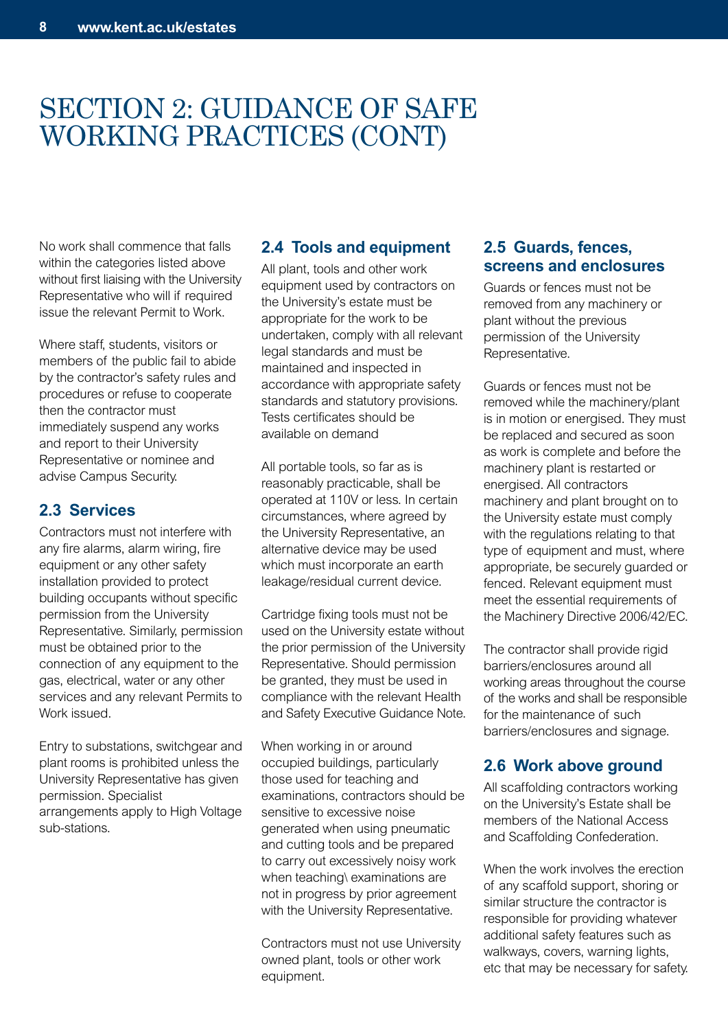# SECTION 2: GUIDANCE OF SAFE WORKING PRACTICES (CONT)

No work shall commence that falls within the categories listed above without first liaising with the University Representative who will if required issue the relevant Permit to Work.

Where staff, students, visitors or members of the public fail to abide by the contractor's safety rules and procedures or refuse to cooperate then the contractor must immediately suspend any works and report to their University Representative or nominee and advise Campus Security.

## 2.3 Services

Contractors must not interfere with any fire alarms, alarm wiring, fire equipment or any other safety installation provided to protect building occupants without specific permission from the University Representative. Similarly, permission must be obtained prior to the connection of any equipment to the gas, electrical, water or any other services and any relevant Permits to Work issued.

Entry to substations, switchgear and plant rooms is prohibited unless the University Representative has given permission. Specialist arrangements apply to High Voltage sub-stations.

## 2.4 Tools and equipment

All plant, tools and other work equipment used by contractors on the University's estate must be appropriate for the work to be undertaken, comply with all relevant legal standards and must be maintained and inspected in accordance with appropriate safety standards and statutory provisions. Tests certificates should be available on demand

All portable tools, so far as is reasonably practicable, shall be operated at 110V or less. In certain circumstances, where agreed by the University Representative, an alternative device may be used which must incorporate an earth leakage/residual current device.

Cartridge fixing tools must not be used on the University estate without the prior permission of the University Representative. Should permission be granted, they must be used in compliance with the relevant Health and Safety Executive Guidance Note.

When working in or around occupied buildings, particularly those used for teaching and examinations, contractors should be sensitive to excessive noise generated when using pneumatic and cutting tools and be prepared to carry out excessively noisy work when teaching\ examinations are not in progress by prior agreement with the University Representative.

Contractors must not use University owned plant, tools or other work equipment.

## 2.5 Guards, fences, screens and enclosures

Guards or fences must not be removed from any machinery or plant without the previous permission of the University Representative.

Guards or fences must not be removed while the machinery/plant is in motion or energised. They must be replaced and secured as soon as work is complete and before the machinery plant is restarted or energised. All contractors machinery and plant brought on to the University estate must comply with the regulations relating to that type of equipment and must, where appropriate, be securely guarded or fenced. Relevant equipment must meet the essential requirements of the Machinery Directive 2006/42/EC.

The contractor shall provide rigid barriers/enclosures around all working areas throughout the course of the works and shall be responsible for the maintenance of such barriers/enclosures and signage.

## 2.6 Work above ground

All scaffolding contractors working on the University's Estate shall be members of the National Access and Scaffolding Confederation.

When the work involves the erection of any scaffold support, shoring or similar structure the contractor is responsible for providing whatever additional safety features such as walkways, covers, warning lights, etc that may be necessary for safety.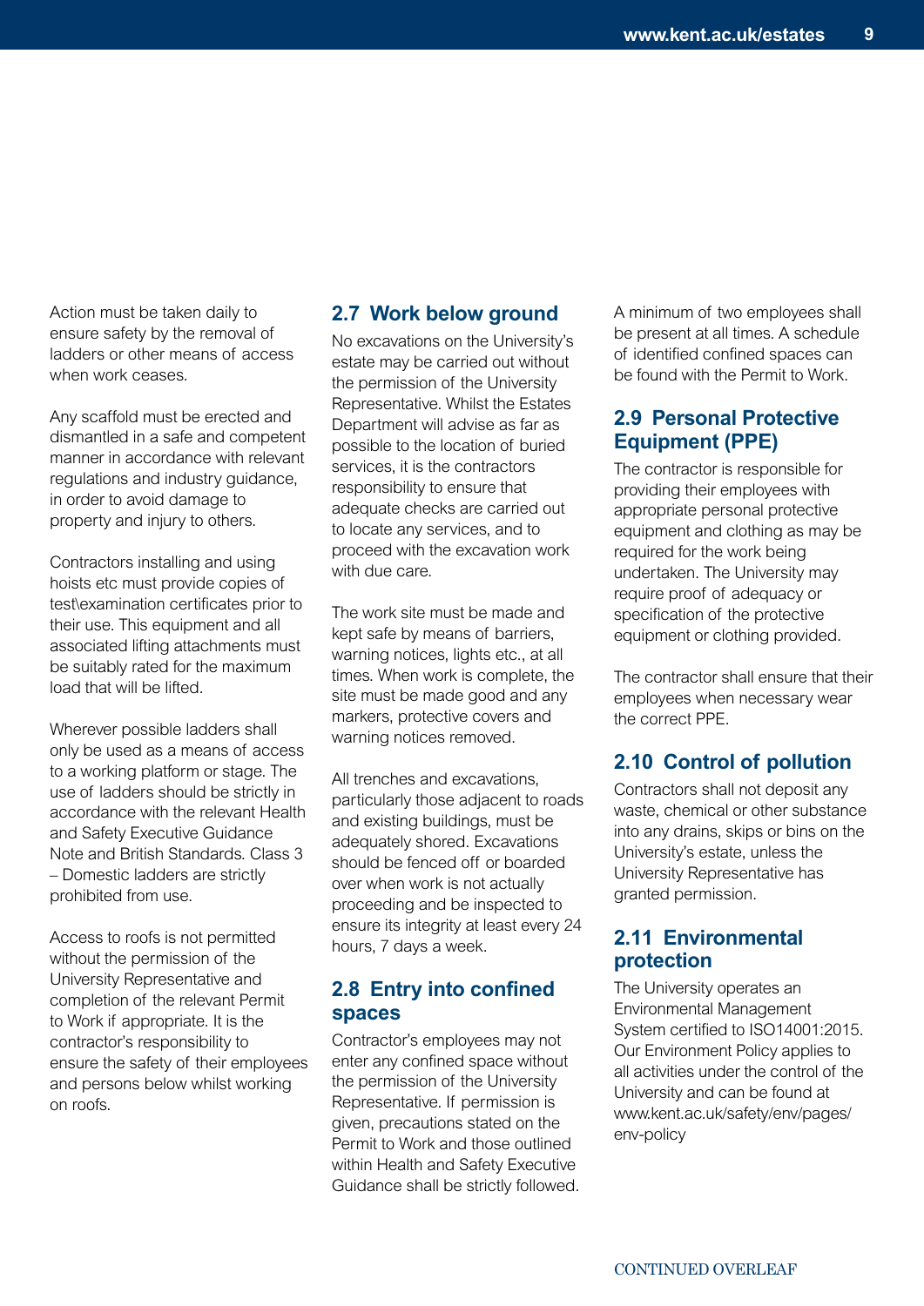Action must be taken daily to ensure safety by the removal of ladders or other means of access when work ceases.

Any scaffold must be erected and dismantled in a safe and competent manner in accordance with relevant regulations and industry guidance, in order to avoid damage to property and injury to others.

Contractors installing and using hoists etc must provide copies of test\examination certificates prior to their use. This equipment and all associated lifting attachments must be suitably rated for the maximum load that will be lifted.

Wherever possible ladders shall only be used as a means of access to a working platform or stage. The use of ladders should be strictly in accordance with the relevant Health and Safety Executive Guidance Note and British Standards. Class 3 – Domestic ladders are strictly prohibited from use.

Access to roofs is not permitted without the permission of the University Representative and completion of the relevant Permit to Work if appropriate. It is the contractor's responsibility to ensure the safety of their employees and persons below whilst working on roofs.

## 2.7 Work below ground

No excavations on the University's estate may be carried out without the permission of the University Representative. Whilst the Estates Department will advise as far as possible to the location of buried services, it is the contractors responsibility to ensure that adequate checks are carried out to locate any services, and to proceed with the excavation work with due care.

The work site must be made and kept safe by means of barriers, warning notices, lights etc., at all times. When work is complete, the site must be made good and any markers, protective covers and warning notices removed.

All trenches and excavations, particularly those adjacent to roads and existing buildings, must be adequately shored. Excavations should be fenced off or boarded over when work is not actually proceeding and be inspected to ensure its integrity at least every 24 hours, 7 days a week.

## 2.8 Entry into confined spaces

Contractor's employees may not enter any confined space without the permission of the University Representative. If permission is given, precautions stated on the Permit to Work and those outlined within Health and Safety Executive Guidance shall be strictly followed.

A minimum of two employees shall be present at all times. A schedule of identified confined spaces can be found with the Permit to Work.

## 2.9 Personal Protective Equipment (PPE)

The contractor is responsible for providing their employees with appropriate personal protective equipment and clothing as may be required for the work being undertaken. The University may require proof of adequacy or specification of the protective equipment or clothing provided.

The contractor shall ensure that their employees when necessary wear the correct PPE.

## 2.10 Control of pollution

Contractors shall not deposit any waste, chemical or other substance into any drains, skips or bins on the University's estate, unless the University Representative has granted permission.

## 2.11 Environmental protection

The University operates an Environmental Management System certified to ISO14001:2015. Our Environment Policy applies to all activities under the control of the University and can be found at www.kent.ac.uk/safety/env/pages/env-policy

CONTINUED OVERLEAF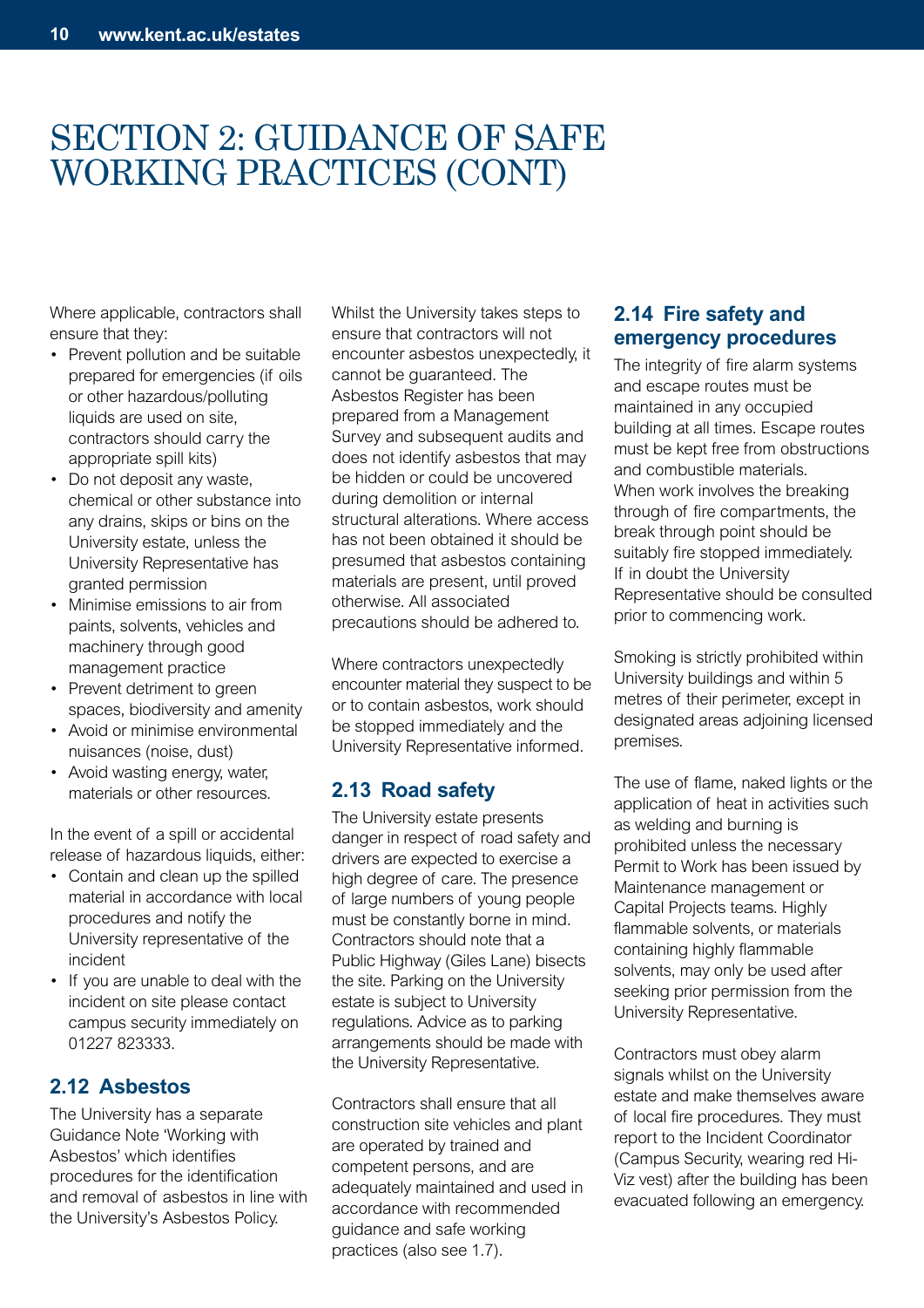# SECTION 2: GUIDANCE OF SAFE WORKING PRACTICES (CONT)

Where applicable, contractors shall ensure that they:

- Prevent pollution and be suitable prepared for emergencies (if oils or other hazardous/polluting liquids are used on site, contractors should carry the appropriate spill kits)
- Do not deposit any waste, chemical or other substance into any drains, skips or bins on the University estate, unless the University Representative has granted permission
- Minimise emissions to air from paints, solvents, vehicles and machinery through good management practice
- Prevent detriment to green spaces, biodiversity and amenity
- Avoid or minimise environmental nuisances (noise, dust)
- Avoid wasting energy, water, materials or other resources.

In the event of a spill or accidental release of hazardous liquids, either:

- Contain and clean up the spilled material in accordance with local procedures and notify the University representative of the incident
- If you are unable to deal with the incident on site please contact campus security immediately on 01227 823333.

## 2.12 Asbestos

The University has a separate Guidance Note 'Working with Asbestos' which identifies procedures for the identification and removal of asbestos in line with the University's Asbestos Policy.

Whilst the University takes steps to ensure that contractors will not encounter asbestos unexpectedly, it cannot be guaranteed. The Asbestos Register has been prepared from a Management Survey and subsequent audits and does not identify asbestos that may be hidden or could be uncovered during demolition or internal structural alterations. Where access has not been obtained it should be presumed that asbestos containing materials are present, until proved otherwise. All associated precautions should be adhered to.

Where contractors unexpectedly encounter material they suspect to be or to contain asbestos, work should be stopped immediately and the University Representative informed.

## 2.13 Road safety

The University estate presents danger in respect of road safety and drivers are expected to exercise a high degree of care. The presence of large numbers of young people must be constantly borne in mind. Contractors should note that a Public Highway (Giles Lane) bisects the site. Parking on the University estate is subject to University regulations. Advice as to parking arrangements should be made with the University Representative.

Contractors shall ensure that all construction site vehicles and plant are operated by trained and competent persons, and are adequately maintained and used in accordance with recommended guidance and safe working practices (also see 1.7).

## 2.14 Fire safety and emergency procedures

The integrity of fire alarm systems and escape routes must be maintained in any occupied building at all times. Escape routes must be kept free from obstructions and combustible materials. When work involves the breaking through of fire compartments, the break through point should be suitably fire stopped immediately. If in doubt the University Representative should be consulted prior to commencing work.

Smoking is strictly prohibited within University buildings and within 5 metres of their perimeter, except in designated areas adjoining licensed premises.

The use of flame, naked lights or the application of heat in activities such as welding and burning is prohibited unless the necessary Permit to Work has been issued by Maintenance management or Capital Projects teams. Highly flammable solvents, or materials containing highly flammable solvents, may only be used after seeking prior permission from the University Representative.

Contractors must obey alarm signals whilst on the University estate and make themselves aware of local fire procedures. They must report to the Incident Coordinator (Campus Security, wearing red Hi-Viz vest) after the building has been evacuated following an emergency.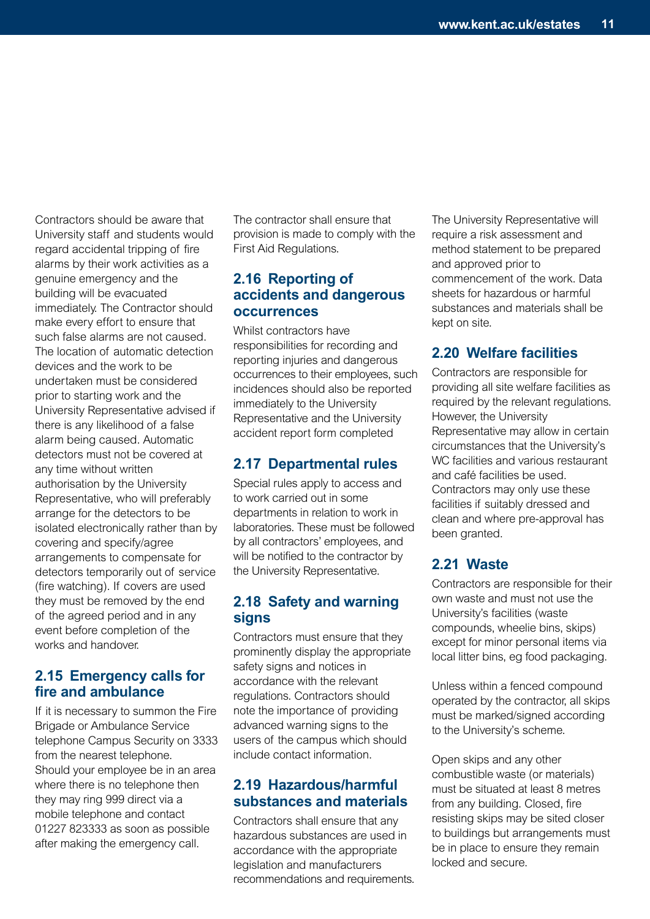Contractors should be aware that University staff and students would regard accidental tripping of fire alarms by their work activities as a genuine emergency and the building will be evacuated immediately. The Contractor should make every effort to ensure that such false alarms are not caused. The location of automatic detection devices and the work to be undertaken must be considered prior to starting work and the University Representative advised if there is any likelihood of a false alarm being caused. Automatic detectors must not be covered at any time without written authorisation by the University Representative, who will preferably arrange for the detectors to be isolated electronically rather than by covering and specify/agree arrangements to compensate for detectors temporarily out of service (fire watching). If covers are used they must be removed by the end of the agreed period and in any event before completion of the works and handover.

## 2.15 Emergency calls for fire and ambulance

If it is necessary to summon the Fire Brigade or Ambulance Service telephone Campus Security on 3333 from the nearest telephone. Should your employee be in an area where there is no telephone then they may ring 999 direct via a mobile telephone and contact 01227 823333 as soon as possible after making the emergency call.

The contractor shall ensure that provision is made to comply with the First Aid Regulations.

## 2.16 Reporting of accidents and dangerous occurrences

Whilst contractors have responsibilities for recording and reporting injuries and dangerous occurrences to their employees, such incidences should also be reported immediately to the University Representative and the University accident report form completed

## 2.17 Departmental rules

Special rules apply to access and to work carried out in some departments in relation to work in laboratories. These must be followed by all contractors' employees, and will be notified to the contractor by the University Representative.

## 2.18 Safety and warning signs

Contractors must ensure that they prominently display the appropriate safety signs and notices in accordance with the relevant regulations. Contractors should note the importance of providing advanced warning signs to the users of the campus which should include contact information.

## 2.19 Hazardous/harmful substances and materials

Contractors shall ensure that any hazardous substances are used in accordance with the appropriate legislation and manufacturers recommendations and requirements.

The University Representative will require a risk assessment and method statement to be prepared and approved prior to commencement of the work. Data sheets for hazardous or harmful substances and materials shall be kept on site.

## 2.20 Welfare facilities

Contractors are responsible for providing all site welfare facilities as required by the relevant regulations. However, the University Representative may allow in certain circumstances that the University's WC facilities and various restaurant and café facilities be used. Contractors may only use these facilities if suitably dressed and clean and where pre-approval has been granted.

## 2.21 Waste

Contractors are responsible for their own waste and must not use the University's facilities (waste compounds, wheelie bins, skips) except for minor personal items via local litter bins, eg food packaging.

Unless within a fenced compound operated by the contractor, all skips must be marked/signed according to the University's scheme.

Open skips and any other combustible waste (or materials) must be situated at least 8 metres from any building. Closed, fire resisting skips may be sited closer to buildings but arrangements must be in place to ensure they remain locked and secure.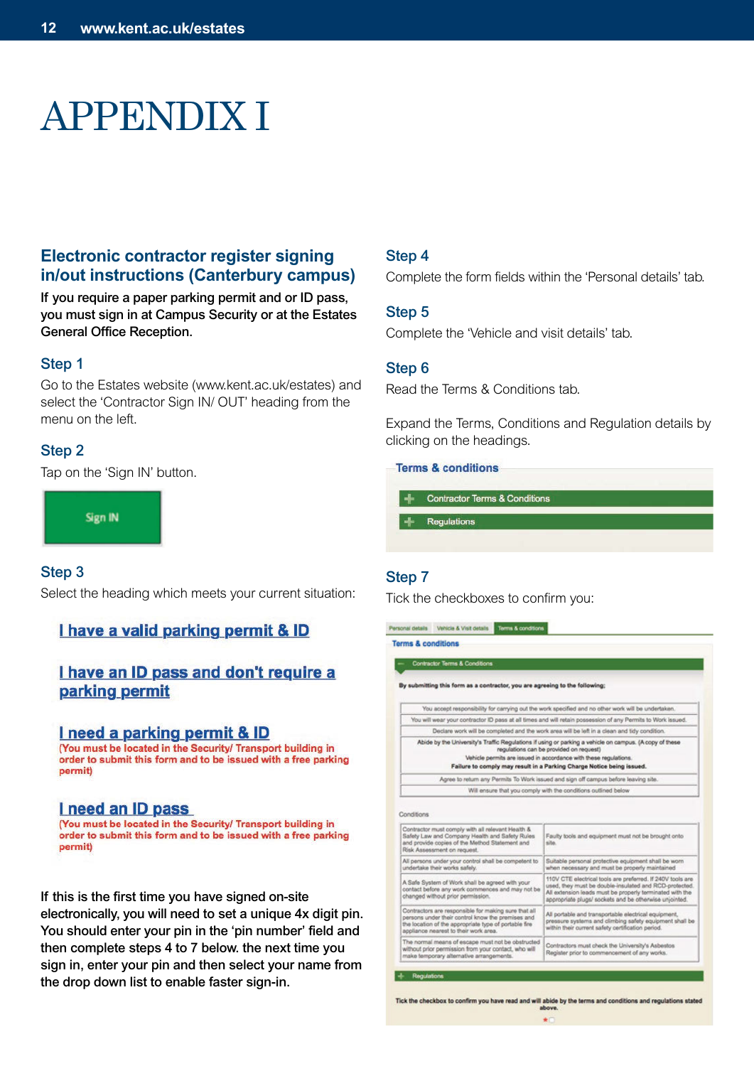# APPENDIX I

## Electronic contractor register signing in/out instructions (Canterbury campus)

**If you require a paper parking permit and or ID pass, you must sign in at Campus Security or at the Estates General Office Reception.**

### Step 1

Go to the Estates website (www.kent.ac.uk/estates) and select the 'Contractor Sign IN/ OUT' heading from the menu on the left.

### Step 2

Tap on the 'Sign IN' button.

Sign IN

### Step 3

Select the heading which meets your current situation:

**I have a valid parking permit & ID**

**I have an ID pass and don't require a parking permit**

**I need a parking permit & ID**
(You must be located in the Security/ Transport building in order to submit this form and to be issued with a free parking permit)

**I need an ID pass**
(You must be located in the Security/ Transport building in order to submit this form and to be issued with a free parking permit)

If this is the first time you have signed on-site electronically, you will need to set a unique 4x digit pin. You should enter your pin in the 'pin number' field and then complete steps 4 to 7 below. the next time you sign in, enter your pin and then select your name from the drop down list to enable faster sign-in.

### Step 4

Complete the form fields within the 'Personal details' tab.

### Step 5

Complete the 'Vehicle and visit details' tab.

### Step 6

Read the Terms & Conditions tab.

Expand the Terms, Conditions and Regulation details by clicking on the headings.

Terms & conditions

- Contractor Terms & Conditions
- Regulations

### Step 7

Tick the checkboxes to confirm you:

Personal details | Vehicle & Visit details | Terms & conditions

Terms & conditions

Contractor Terms & Conditions

By submitting this form as a contractor, you are agreeing to the following:

- You accept responsibility for carrying out the work specified and no other work will be undertaken.
- You will wear your contractor ID pass at all times and will retain possession of any Permits to Work issued.
- Declare work will be completed and the work area will be left in a clean and tidy condition.
- Abide by the University's Traffic Regulations if using or parking a vehicle on campus. (A copy of these regulations can be provided on request) Vehicle permits are issued in accordance with these regulations. Failure to comply may result in a Parking Charge Notice being issued.
- Agree to return any Permits To Work issued and sign off campus before leaving site.
- Will ensure that you comply with the conditions outlined below

Conditions

| | |
|---|---|
| Contractor must comply with all relevant Health & Safety Law and Company Health and Safety Rules and provide copies of the Method Statement and Risk Assessment on request. | Faulty tools and equipment must not be brought onto site. |
| All persons under your control shall be competent to undertake their works safely. | Suitable personal protective equipment shall be worn when necessary and must be properly maintained |
| A Safe System of Work shall be agreed with your contact before any work commences and may not be changed without prior permission. | 110V CTE electrical tools are preferred. If 240V tools are used, they must be double-insulated and RCD-protected. All extension leads must be properly terminated with the appropriate plugs/ sockets and be otherwise unjointed. |
| Contractors are responsible for making sure that all persons under their control know the premises and the location of the appropriate type of portable fire appliance nearest to their work area. | All portable and transportable electrical equipment, pressure systems and climbing safety equipment shall be within their current safety certification period. |
| The normal means of escape must not be obstructed without prior permission from your contact, who will make temporary alternative arrangements. | Contractors must check the University's Asbestos Register prior to commencement of any works. |

Regulations

Tick the checkbox to confirm you have read and will abide by the terms and conditions and regulations stated above.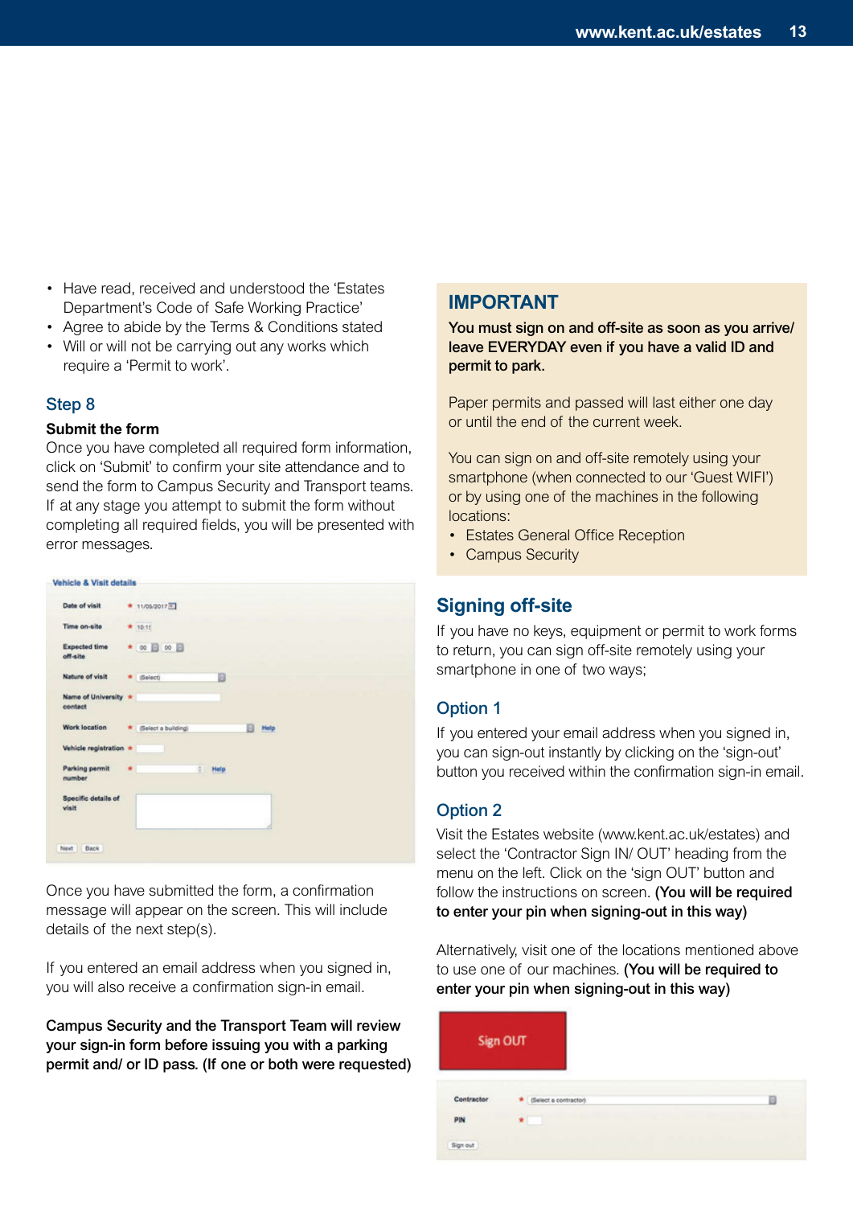- Have read, received and understood the 'Estates Department's Code of Safe Working Practice'
- Agree to abide by the Terms & Conditions stated
- Will or will not be carrying out any works which require a 'Permit to work'.

## Step 8

**Submit the form**

Once you have completed all required form information, click on 'Submit' to confirm your site attendance and to send the form to Campus Security and Transport teams. If at any stage you attempt to submit the form without completing all required fields, you will be presented with error messages.

Once you have submitted the form, a confirmation message will appear on the screen. This will include details of the next step(s).

If you entered an email address when you signed in, you will also receive a confirmation sign-in email.

**Campus Security and the Transport Team will review your sign-in form before issuing you with a parking permit and/ or ID pass. (If one or both were requested)**

## IMPORTANT

**You must sign on and off-site as soon as you arrive/ leave EVERYDAY even if you have a valid ID and permit to park.**

Paper permits and passed will last either one day or until the end of the current week.

You can sign on and off-site remotely using your smartphone (when connected to our 'Guest WIFI') or by using one of the machines in the following locations:

- Estates General Office Reception
- Campus Security

## Signing off-site

If you have no keys, equipment or permit to work forms to return, you can sign off-site remotely using your smartphone in one of two ways;

### Option 1

If you entered your email address when you signed in, you can sign-out instantly by clicking on the 'sign-out' button you received within the confirmation sign-in email.

### Option 2

Visit the Estates website (www.kent.ac.uk/estates) and select the 'Contractor Sign IN/ OUT' heading from the menu on the left. Click on the 'sign OUT' button and follow the instructions on screen. **(You will be required to enter your pin when signing-out in this way)**

Alternatively, visit one of the locations mentioned above to use one of our machines. **(You will be required to enter your pin when signing-out in this way)**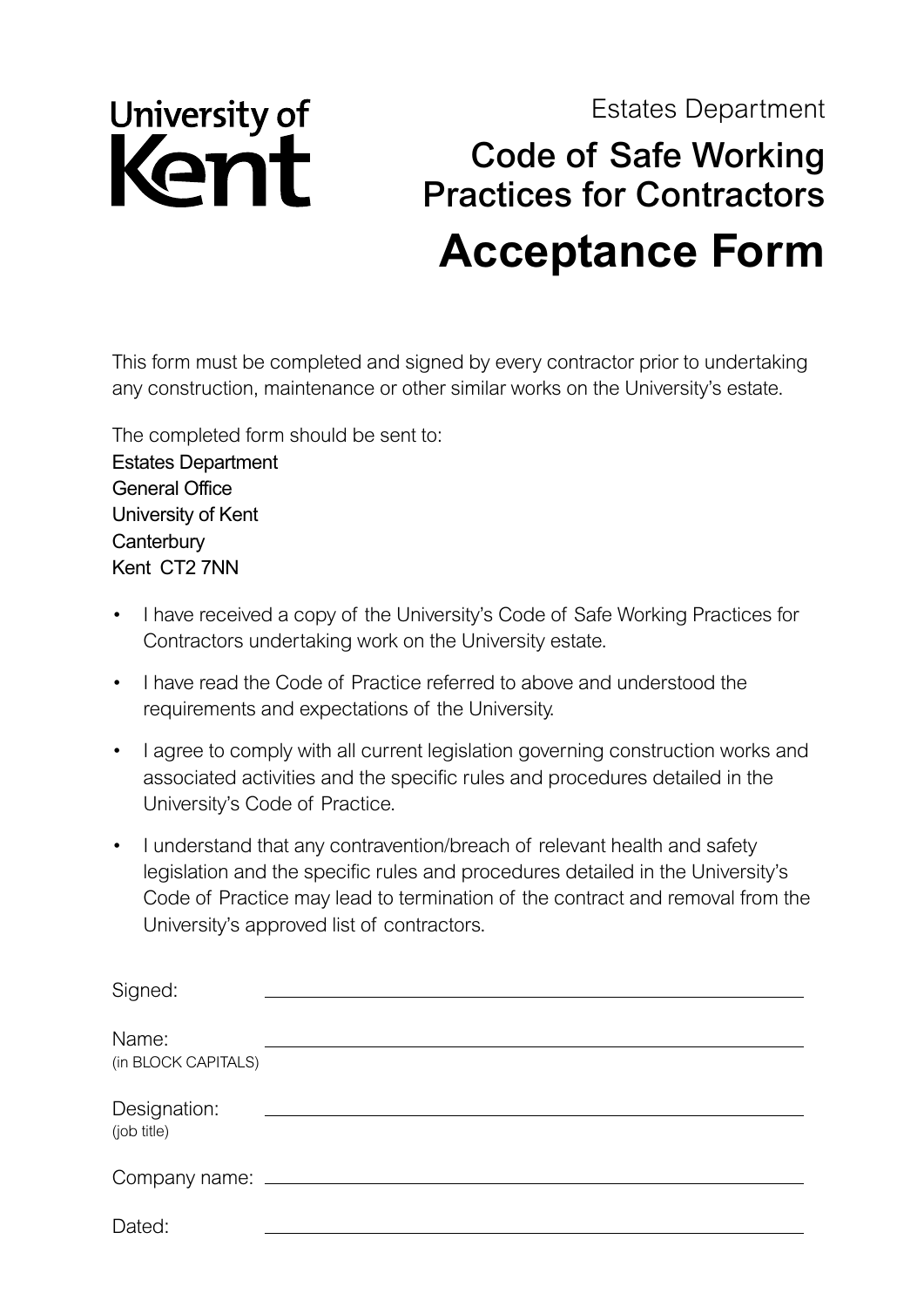University of Kent

Estates Department

# Code of Safe Working Practices for Contractors

# Acceptance Form

This form must be completed and signed by every contractor prior to undertaking any construction, maintenance or other similar works on the University's estate.

The completed form should be sent to:
Estates Department
General Office
University of Kent
Canterbury
Kent CT2 7NN

- I have received a copy of the University's Code of Safe Working Practices for Contractors undertaking work on the University estate.
- I have read the Code of Practice referred to above and understood the requirements and expectations of the University.
- I agree to comply with all current legislation governing construction works and associated activities and the specific rules and procedures detailed in the University's Code of Practice.
- I understand that any contravention/breach of relevant health and safety legislation and the specific rules and procedures detailed in the University's Code of Practice may lead to termination of the contract and removal from the University's approved list of contractors.

Signed: ______________________________

Name: ______________________________
(in BLOCK CAPITALS)

Designation: ______________________________
(job title)

Company name: ______________________________

Dated: ______________________________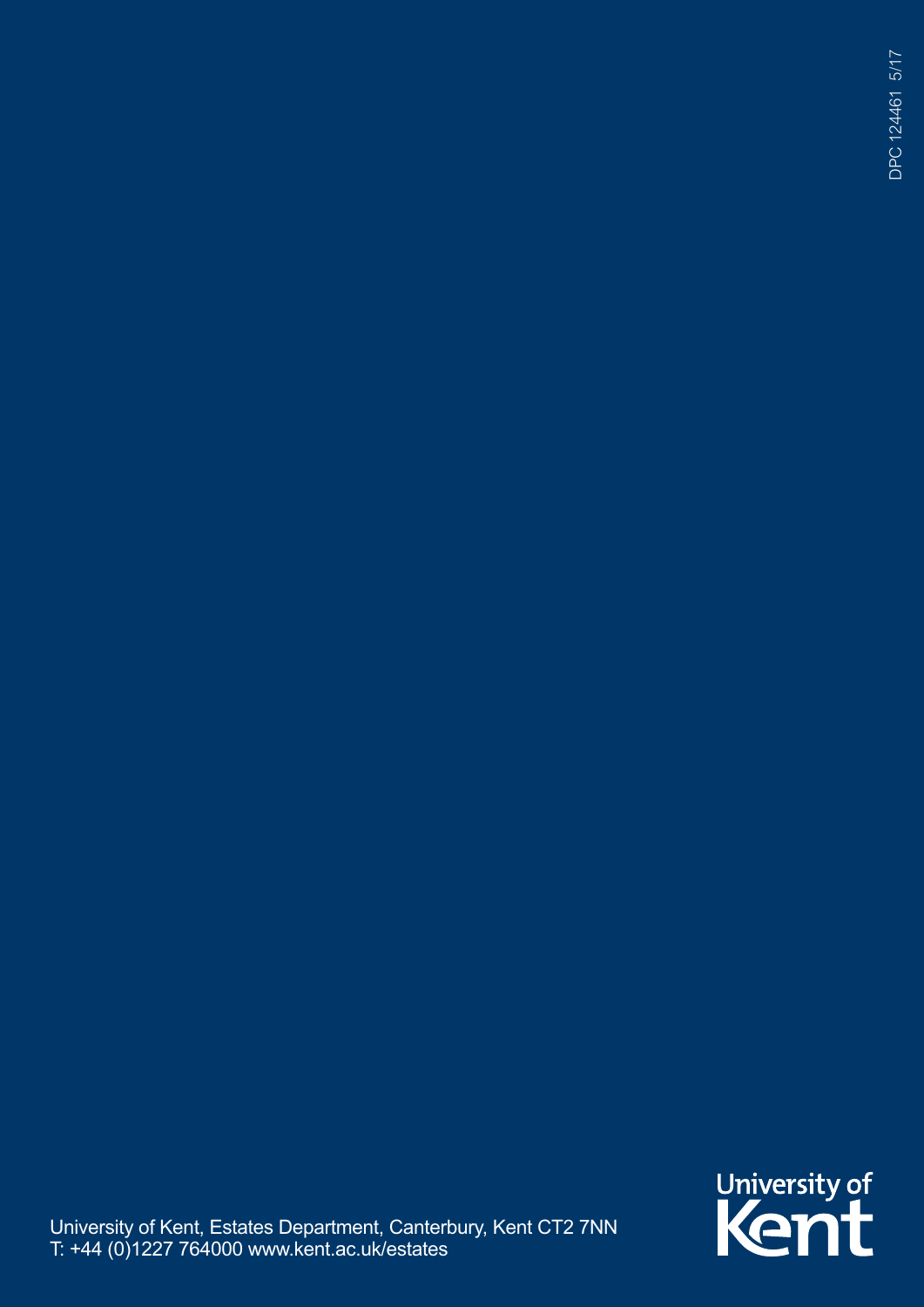DPC 124461 5/17

University of Kent, Estates Department, Canterbury, Kent CT2 7NN
T: +44 (0)1227 764000 www.kent.ac.uk/estates

University of Kent